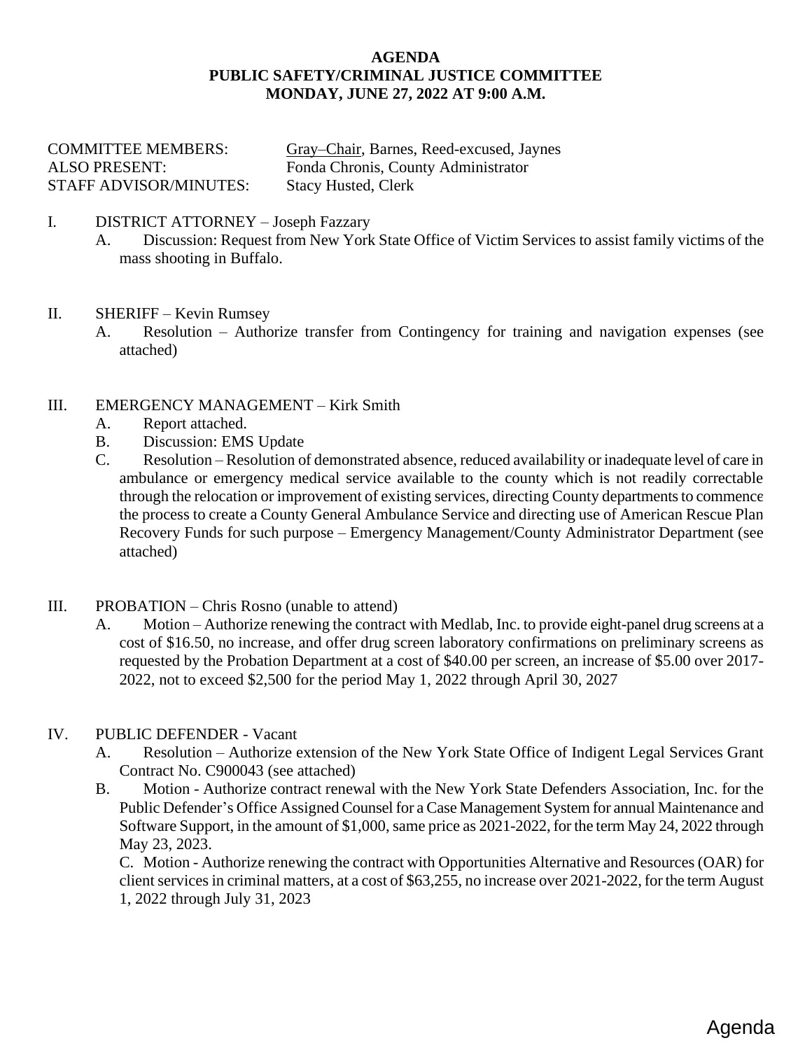**AGENDA**
**PUBLIC SAFETY/CRIMINAL JUSTICE COMMITTEE**
**MONDAY, JUNE 27, 2022 AT 9:00 A.M.**

COMMITTEE MEMBERS: Gray–Chair, Barnes, Reed-excused, Jaynes
ALSO PRESENT: Fonda Chronis, County Administrator
STAFF ADVISOR/MINUTES: Stacy Husted, Clerk

I. DISTRICT ATTORNEY – Joseph Fazzary
   A. Discussion: Request from New York State Office of Victim Services to assist family victims of the mass shooting in Buffalo.

II. SHERIFF – Kevin Rumsey
   A. Resolution – Authorize transfer from Contingency for training and navigation expenses (see attached)

III. EMERGENCY MANAGEMENT – Kirk Smith
   A. Report attached.
   B. Discussion: EMS Update
   C. Resolution – Resolution of demonstrated absence, reduced availability or inadequate level of care in ambulance or emergency medical service available to the county which is not readily correctable through the relocation or improvement of existing services, directing County departments to commence the process to create a County General Ambulance Service and directing use of American Rescue Plan Recovery Funds for such purpose – Emergency Management/County Administrator Department (see attached)

III. PROBATION – Chris Rosno (unable to attend)
   A. Motion – Authorize renewing the contract with Medlab, Inc. to provide eight-panel drug screens at a cost of $16.50, no increase, and offer drug screen laboratory confirmations on preliminary screens as requested by the Probation Department at a cost of $40.00 per screen, an increase of $5.00 over 2017-2022, not to exceed $2,500 for the period May 1, 2022 through April 30, 2027

IV. PUBLIC DEFENDER - Vacant
   A. Resolution – Authorize extension of the New York State Office of Indigent Legal Services Grant Contract No. C900043 (see attached)
   B. Motion - Authorize contract renewal with the New York State Defenders Association, Inc. for the Public Defender's Office Assigned Counsel for a Case Management System for annual Maintenance and Software Support, in the amount of $1,000, same price as 2021-2022, for the term May 24, 2022 through May 23, 2023.
   C. Motion - Authorize renewing the contract with Opportunities Alternative and Resources (OAR) for client services in criminal matters, at a cost of $63,255, no increase over 2021-2022, for the term August 1, 2022 through July 31, 2023

Agenda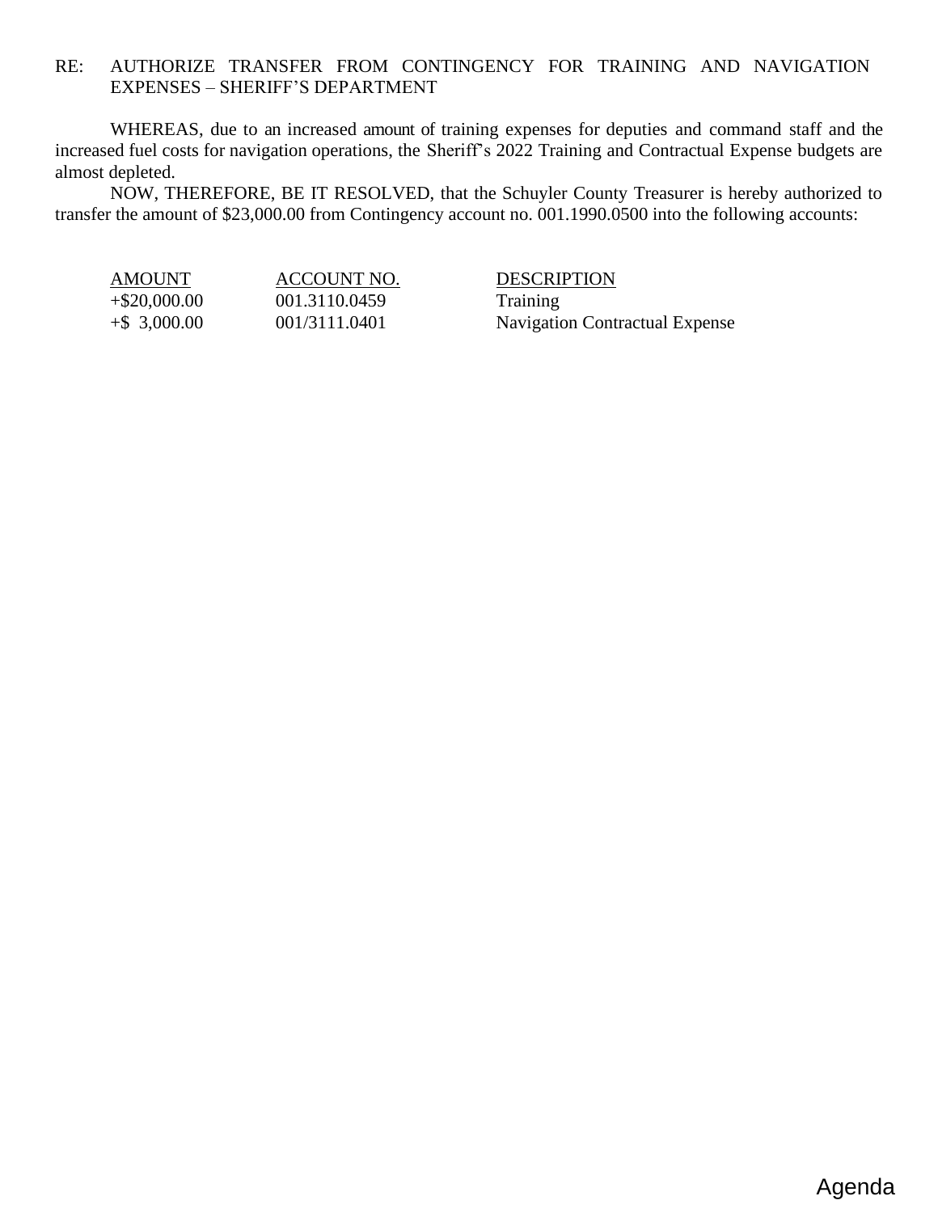RE: AUTHORIZE TRANSFER FROM CONTINGENCY FOR TRAINING AND NAVIGATION EXPENSES – SHERIFF'S DEPARTMENT

WHEREAS, due to an increased amount of training expenses for deputies and command staff and the increased fuel costs for navigation operations, the Sheriff's 2022 Training and Contractual Expense budgets are almost depleted.

NOW, THEREFORE, BE IT RESOLVED, that the Schuyler County Treasurer is hereby authorized to transfer the amount of $23,000.00 from Contingency account no. 001.1990.0500 into the following accounts:

| AMOUNT | ACCOUNT NO. | DESCRIPTION |
|---|---|---|
| +$20,000.00 | 001.3110.0459 | Training |
| +$ 3,000.00 | 001/3111.0401 | Navigation Contractual Expense |

Agenda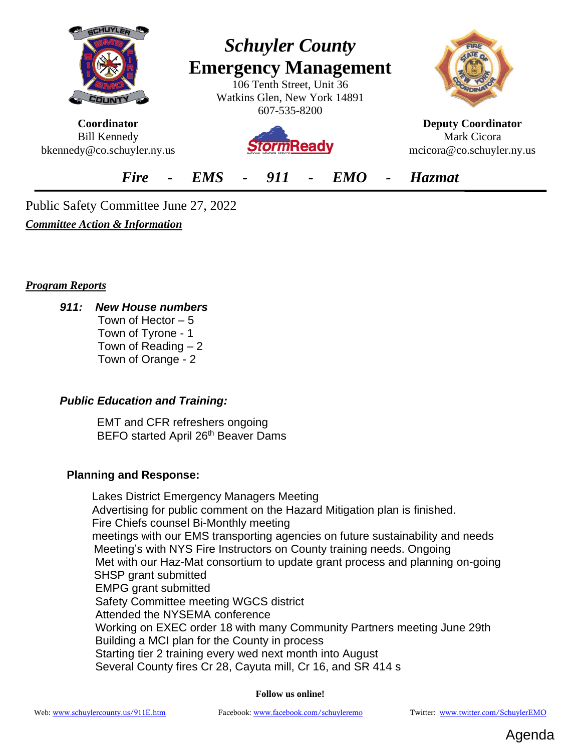# Schuyler County Emergency Management

106 Tenth Street, Unit 36
Watkins Glen, New York 14891
607-535-8200

**Coordinator**
Bill Kennedy
bkennedy@co.schuyler.ny.us

**Deputy Coordinator**
Mark Cicora
mcicora@co.schuyler.ny.us

***Fire - EMS - 911 - EMO - Hazmat***

Public Safety Committee June 27, 2022

***Committee Action & Information***

***Program Reports***

***911: New House numbers***

Town of Hector – 5
Town of Tyrone - 1
Town of Reading – 2
Town of Orange - 2

***Public Education and Training:***

EMT and CFR refreshers ongoing
BEFO started April 26th Beaver Dams

**Planning and Response:**

Lakes District Emergency Managers Meeting
Advertising for public comment on the Hazard Mitigation plan is finished.
Fire Chiefs counsel Bi-Monthly meeting
meetings with our EMS transporting agencies on future sustainability and needs
Meeting's with NYS Fire Instructors on County training needs. Ongoing
Met with our Haz-Mat consortium to update grant process and planning on-going
SHSP grant submitted
EMPG grant submitted
Safety Committee meeting WGCS district
Attended the NYSEMA conference
Working on EXEC order 18 with many Community Partners meeting June 29th
Building a MCI plan for the County in process
Starting tier 2 training every wed next month into August
Several County fires Cr 28, Cayuta mill, Cr 16, and SR 414 s

**Follow us online!**

Web: www.schuylercounty.us/911E.htm Facebook: www.facebook.com/schuyleremo Twitter: www.twitter.com/SchuylerEMO

Agenda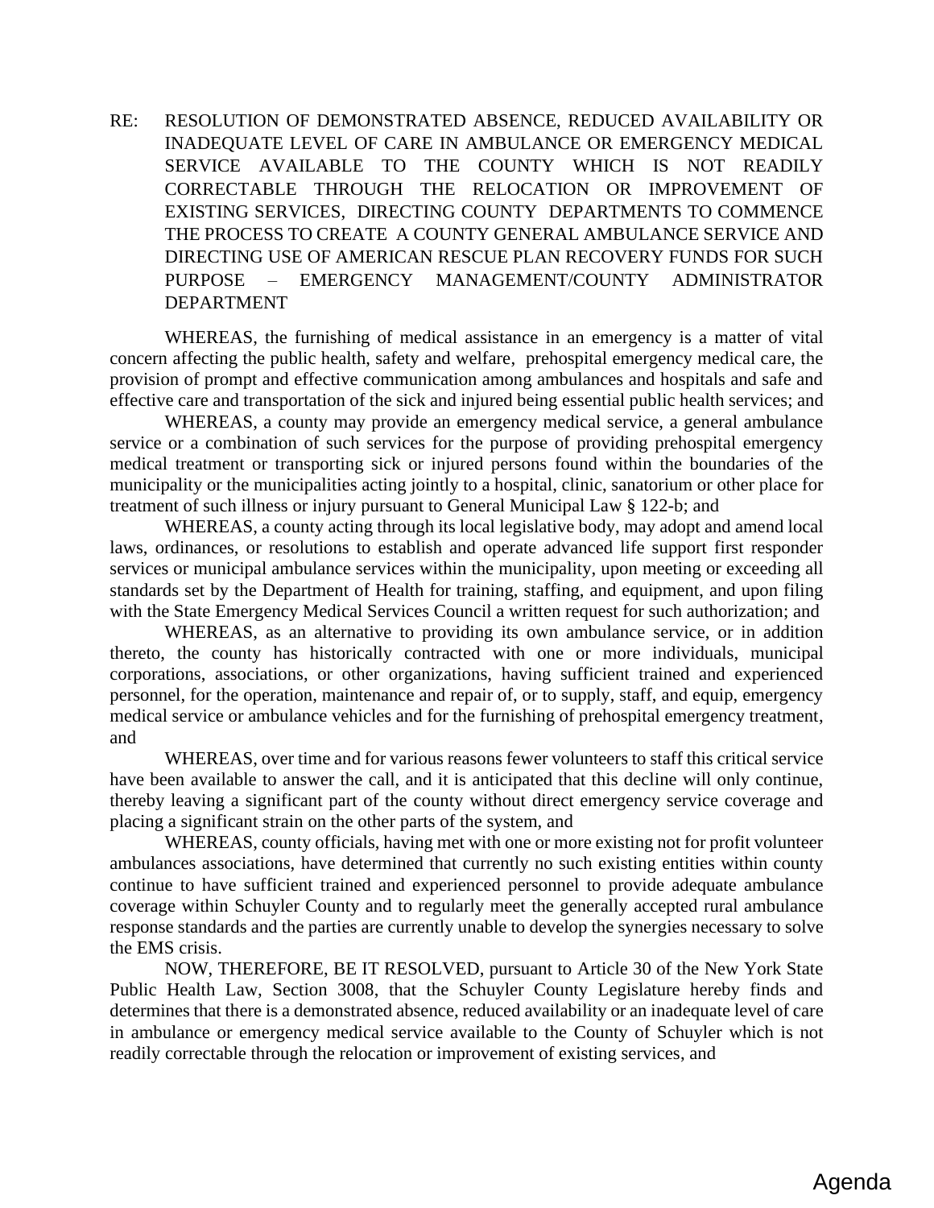RE: RESOLUTION OF DEMONSTRATED ABSENCE, REDUCED AVAILABILITY OR INADEQUATE LEVEL OF CARE IN AMBULANCE OR EMERGENCY MEDICAL SERVICE AVAILABLE TO THE COUNTY WHICH IS NOT READILY CORRECTABLE THROUGH THE RELOCATION OR IMPROVEMENT OF EXISTING SERVICES, DIRECTING COUNTY DEPARTMENTS TO COMMENCE THE PROCESS TO CREATE A COUNTY GENERAL AMBULANCE SERVICE AND DIRECTING USE OF AMERICAN RESCUE PLAN RECOVERY FUNDS FOR SUCH PURPOSE – EMERGENCY MANAGEMENT/COUNTY ADMINISTRATOR DEPARTMENT

WHEREAS, the furnishing of medical assistance in an emergency is a matter of vital concern affecting the public health, safety and welfare, prehospital emergency medical care, the provision of prompt and effective communication among ambulances and hospitals and safe and effective care and transportation of the sick and injured being essential public health services; and

WHEREAS, a county may provide an emergency medical service, a general ambulance service or a combination of such services for the purpose of providing prehospital emergency medical treatment or transporting sick or injured persons found within the boundaries of the municipality or the municipalities acting jointly to a hospital, clinic, sanatorium or other place for treatment of such illness or injury pursuant to General Municipal Law § 122-b; and

WHEREAS, a county acting through its local legislative body, may adopt and amend local laws, ordinances, or resolutions to establish and operate advanced life support first responder services or municipal ambulance services within the municipality, upon meeting or exceeding all standards set by the Department of Health for training, staffing, and equipment, and upon filing with the State Emergency Medical Services Council a written request for such authorization; and

WHEREAS, as an alternative to providing its own ambulance service, or in addition thereto, the county has historically contracted with one or more individuals, municipal corporations, associations, or other organizations, having sufficient trained and experienced personnel, for the operation, maintenance and repair of, or to supply, staff, and equip, emergency medical service or ambulance vehicles and for the furnishing of prehospital emergency treatment, and

WHEREAS, over time and for various reasons fewer volunteers to staff this critical service have been available to answer the call, and it is anticipated that this decline will only continue, thereby leaving a significant part of the county without direct emergency service coverage and placing a significant strain on the other parts of the system, and

WHEREAS, county officials, having met with one or more existing not for profit volunteer ambulances associations, have determined that currently no such existing entities within county continue to have sufficient trained and experienced personnel to provide adequate ambulance coverage within Schuyler County and to regularly meet the generally accepted rural ambulance response standards and the parties are currently unable to develop the synergies necessary to solve the EMS crisis.

NOW, THEREFORE, BE IT RESOLVED, pursuant to Article 30 of the New York State Public Health Law, Section 3008, that the Schuyler County Legislature hereby finds and determines that there is a demonstrated absence, reduced availability or an inadequate level of care in ambulance or emergency medical service available to the County of Schuyler which is not readily correctable through the relocation or improvement of existing services, and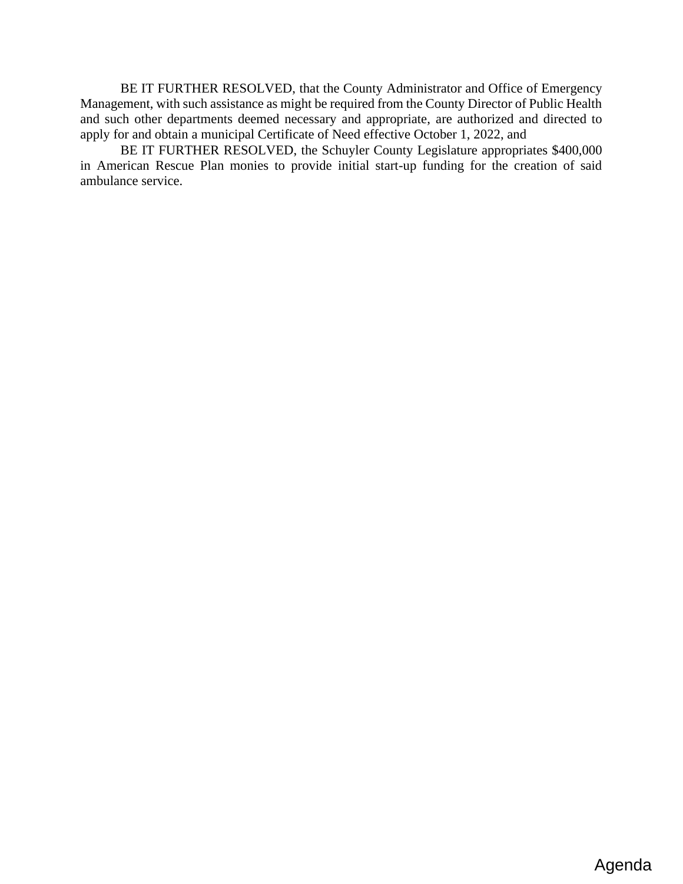BE IT FURTHER RESOLVED, that the County Administrator and Office of Emergency Management, with such assistance as might be required from the County Director of Public Health and such other departments deemed necessary and appropriate, are authorized and directed to apply for and obtain a municipal Certificate of Need effective October 1, 2022, and

BE IT FURTHER RESOLVED, the Schuyler County Legislature appropriates $400,000 in American Rescue Plan monies to provide initial start-up funding for the creation of said ambulance service.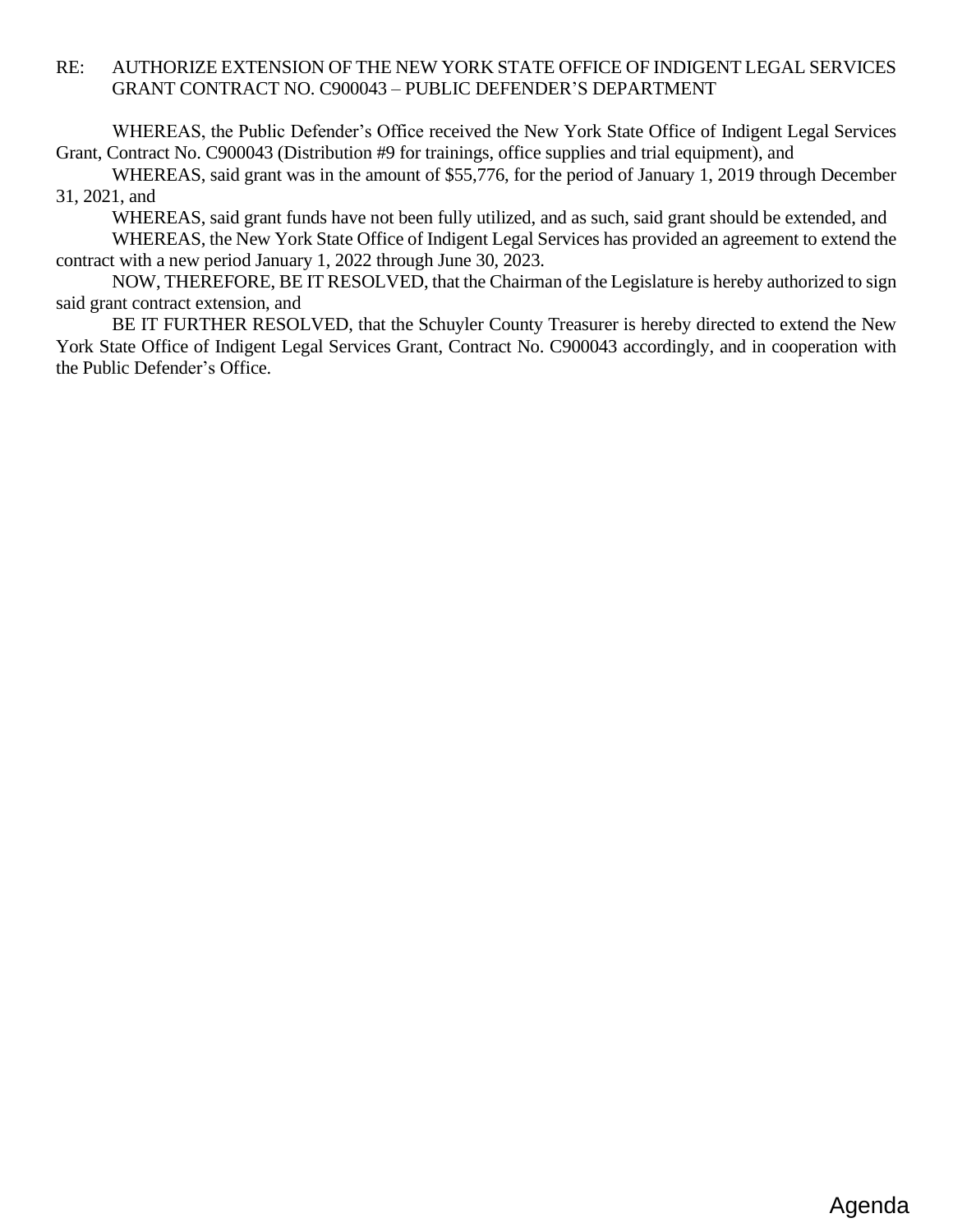RE: AUTHORIZE EXTENSION OF THE NEW YORK STATE OFFICE OF INDIGENT LEGAL SERVICES GRANT CONTRACT NO. C900043 – PUBLIC DEFENDER'S DEPARTMENT

WHEREAS, the Public Defender's Office received the New York State Office of Indigent Legal Services Grant, Contract No. C900043 (Distribution #9 for trainings, office supplies and trial equipment), and

WHEREAS, said grant was in the amount of $55,776, for the period of January 1, 2019 through December 31, 2021, and

WHEREAS, said grant funds have not been fully utilized, and as such, said grant should be extended, and

WHEREAS, the New York State Office of Indigent Legal Services has provided an agreement to extend the contract with a new period January 1, 2022 through June 30, 2023.

NOW, THEREFORE, BE IT RESOLVED, that the Chairman of the Legislature is hereby authorized to sign said grant contract extension, and

BE IT FURTHER RESOLVED, that the Schuyler County Treasurer is hereby directed to extend the New York State Office of Indigent Legal Services Grant, Contract No. C900043 accordingly, and in cooperation with the Public Defender's Office.